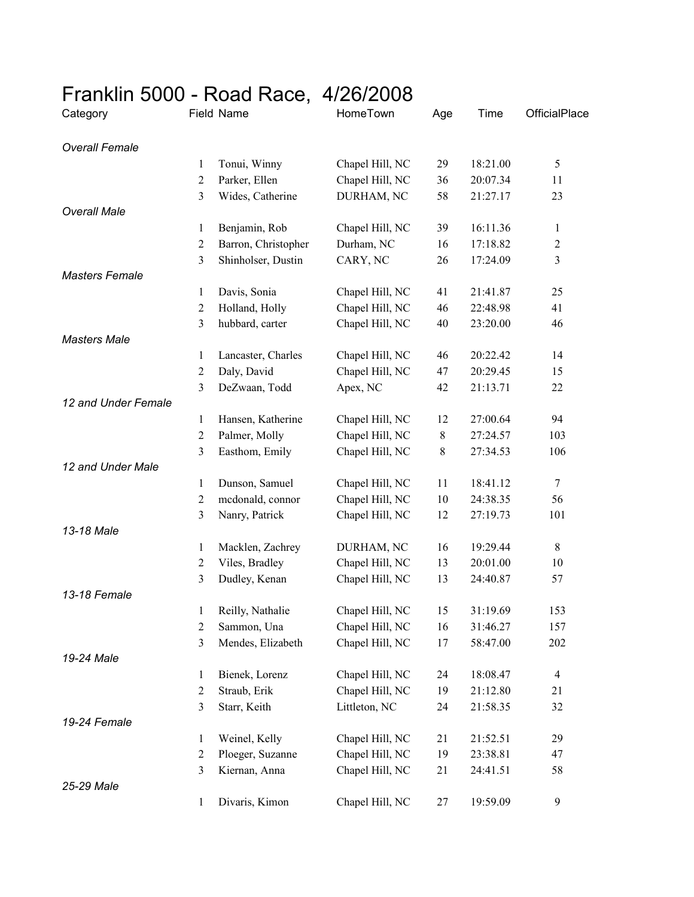# Franklin 5000 - Road Race,  4/26/2008

| Category | Field | Name | HomeTown | Age | Time | OfficialPlace |
|---|---|---|---|---|---|---|
| *Overall Female* | | | | | | |
| | 1 | Tonui, Winny | Chapel Hill, NC | 29 | 18:21.00 | 5 |
| | 2 | Parker, Ellen | Chapel Hill, NC | 36 | 20:07.34 | 11 |
| | 3 | Wides, Catherine | DURHAM, NC | 58 | 21:27.17 | 23 |
| *Overall Male* | | | | | | |
| | 1 | Benjamin, Rob | Chapel Hill, NC | 39 | 16:11.36 | 1 |
| | 2 | Barron, Christopher | Durham, NC | 16 | 17:18.82 | 2 |
| | 3 | Shinholser, Dustin | CARY, NC | 26 | 17:24.09 | 3 |
| *Masters Female* | | | | | | |
| | 1 | Davis, Sonia | Chapel Hill, NC | 41 | 21:41.87 | 25 |
| | 2 | Holland, Holly | Chapel Hill, NC | 46 | 22:48.98 | 41 |
| | 3 | hubbard, carter | Chapel Hill, NC | 40 | 23:20.00 | 46 |
| *Masters Male* | | | | | | |
| | 1 | Lancaster, Charles | Chapel Hill, NC | 46 | 20:22.42 | 14 |
| | 2 | Daly, David | Chapel Hill, NC | 47 | 20:29.45 | 15 |
| | 3 | DeZwaan, Todd | Apex, NC | 42 | 21:13.71 | 22 |
| *12 and Under Female* | | | | | | |
| | 1 | Hansen, Katherine | Chapel Hill, NC | 12 | 27:00.64 | 94 |
| | 2 | Palmer, Molly | Chapel Hill, NC | 8 | 27:24.57 | 103 |
| | 3 | Easthom, Emily | Chapel Hill, NC | 8 | 27:34.53 | 106 |
| *12 and Under Male* | | | | | | |
| | 1 | Dunson, Samuel | Chapel Hill, NC | 11 | 18:41.12 | 7 |
| | 2 | mcdonald, connor | Chapel Hill, NC | 10 | 24:38.35 | 56 |
| | 3 | Nanry, Patrick | Chapel Hill, NC | 12 | 27:19.73 | 101 |
| *13-18 Male* | | | | | | |
| | 1 | Macklen, Zachrey | DURHAM, NC | 16 | 19:29.44 | 8 |
| | 2 | Viles, Bradley | Chapel Hill, NC | 13 | 20:01.00 | 10 |
| | 3 | Dudley, Kenan | Chapel Hill, NC | 13 | 24:40.87 | 57 |
| *13-18 Female* | | | | | | |
| | 1 | Reilly, Nathalie | Chapel Hill, NC | 15 | 31:19.69 | 153 |
| | 2 | Sammon, Una | Chapel Hill, NC | 16 | 31:46.27 | 157 |
| | 3 | Mendes, Elizabeth | Chapel Hill, NC | 17 | 58:47.00 | 202 |
| *19-24 Male* | | | | | | |
| | 1 | Bienek, Lorenz | Chapel Hill, NC | 24 | 18:08.47 | 4 |
| | 2 | Straub, Erik | Chapel Hill, NC | 19 | 21:12.80 | 21 |
| | 3 | Starr, Keith | Littleton, NC | 24 | 21:58.35 | 32 |
| *19-24 Female* | | | | | | |
| | 1 | Weinel, Kelly | Chapel Hill, NC | 21 | 21:52.51 | 29 |
| | 2 | Ploeger, Suzanne | Chapel Hill, NC | 19 | 23:38.81 | 47 |
| | 3 | Kiernan, Anna | Chapel Hill, NC | 21 | 24:41.51 | 58 |
| *25-29 Male* | | | | | | |
| | 1 | Divaris, Kimon | Chapel Hill, NC | 27 | 19:59.09 | 9 |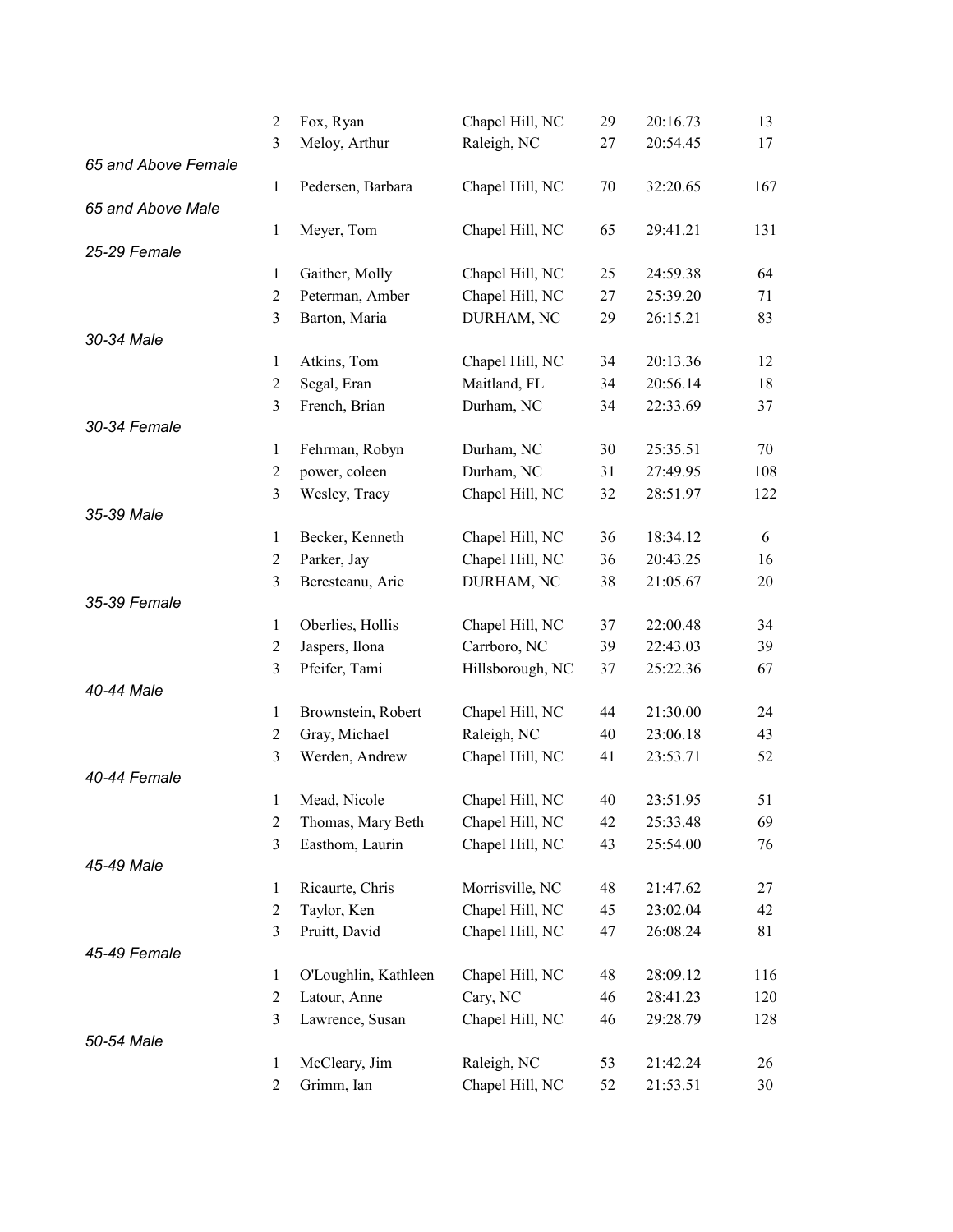| | | | | | |
|---|---|---|---|---|---|
| 2 | Fox, Ryan | Chapel Hill, NC | 29 | 20:16.73 | 13 |
| 3 | Meloy, Arthur | Raleigh, NC | 27 | 20:54.45 | 17 |

*65 and Above Female*

| | | | | | |
|---|---|---|---|---|---|
| 1 | Pedersen, Barbara | Chapel Hill, NC | 70 | 32:20.65 | 167 |

*65 and Above Male*

| | | | | | |
|---|---|---|---|---|---|
| 1 | Meyer, Tom | Chapel Hill, NC | 65 | 29:41.21 | 131 |

*25-29 Female*

| | | | | | |
|---|---|---|---|---|---|
| 1 | Gaither, Molly | Chapel Hill, NC | 25 | 24:59.38 | 64 |
| 2 | Peterman, Amber | Chapel Hill, NC | 27 | 25:39.20 | 71 |
| 3 | Barton, Maria | DURHAM, NC | 29 | 26:15.21 | 83 |

*30-34 Male*

| | | | | | |
|---|---|---|---|---|---|
| 1 | Atkins, Tom | Chapel Hill, NC | 34 | 20:13.36 | 12 |
| 2 | Segal, Eran | Maitland, FL | 34 | 20:56.14 | 18 |
| 3 | French, Brian | Durham, NC | 34 | 22:33.69 | 37 |

*30-34 Female*

| | | | | | |
|---|---|---|---|---|---|
| 1 | Fehrman, Robyn | Durham, NC | 30 | 25:35.51 | 70 |
| 2 | power, coleen | Durham, NC | 31 | 27:49.95 | 108 |
| 3 | Wesley, Tracy | Chapel Hill, NC | 32 | 28:51.97 | 122 |

*35-39 Male*

| | | | | | |
|---|---|---|---|---|---|
| 1 | Becker, Kenneth | Chapel Hill, NC | 36 | 18:34.12 | 6 |
| 2 | Parker, Jay | Chapel Hill, NC | 36 | 20:43.25 | 16 |
| 3 | Beresteanu, Arie | DURHAM, NC | 38 | 21:05.67 | 20 |

*35-39 Female*

| | | | | | |
|---|---|---|---|---|---|
| 1 | Oberlies, Hollis | Chapel Hill, NC | 37 | 22:00.48 | 34 |
| 2 | Jaspers, Ilona | Carrboro, NC | 39 | 22:43.03 | 39 |
| 3 | Pfeifer, Tami | Hillsborough, NC | 37 | 25:22.36 | 67 |

*40-44 Male*

| | | | | | |
|---|---|---|---|---|---|
| 1 | Brownstein, Robert | Chapel Hill, NC | 44 | 21:30.00 | 24 |
| 2 | Gray, Michael | Raleigh, NC | 40 | 23:06.18 | 43 |
| 3 | Werden, Andrew | Chapel Hill, NC | 41 | 23:53.71 | 52 |

*40-44 Female*

| | | | | | |
|---|---|---|---|---|---|
| 1 | Mead, Nicole | Chapel Hill, NC | 40 | 23:51.95 | 51 |
| 2 | Thomas, Mary Beth | Chapel Hill, NC | 42 | 25:33.48 | 69 |
| 3 | Easthom, Laurin | Chapel Hill, NC | 43 | 25:54.00 | 76 |

*45-49 Male*

| | | | | | |
|---|---|---|---|---|---|
| 1 | Ricaurte, Chris | Morrisville, NC | 48 | 21:47.62 | 27 |
| 2 | Taylor, Ken | Chapel Hill, NC | 45 | 23:02.04 | 42 |
| 3 | Pruitt, David | Chapel Hill, NC | 47 | 26:08.24 | 81 |

*45-49 Female*

| | | | | | |
|---|---|---|---|---|---|
| 1 | O'Loughlin, Kathleen | Chapel Hill, NC | 48 | 28:09.12 | 116 |
| 2 | Latour, Anne | Cary, NC | 46 | 28:41.23 | 120 |
| 3 | Lawrence, Susan | Chapel Hill, NC | 46 | 29:28.79 | 128 |

*50-54 Male*

| | | | | | |
|---|---|---|---|---|---|
| 1 | McCleary, Jim | Raleigh, NC | 53 | 21:42.24 | 26 |
| 2 | Grimm, Ian | Chapel Hill, NC | 52 | 21:53.51 | 30 |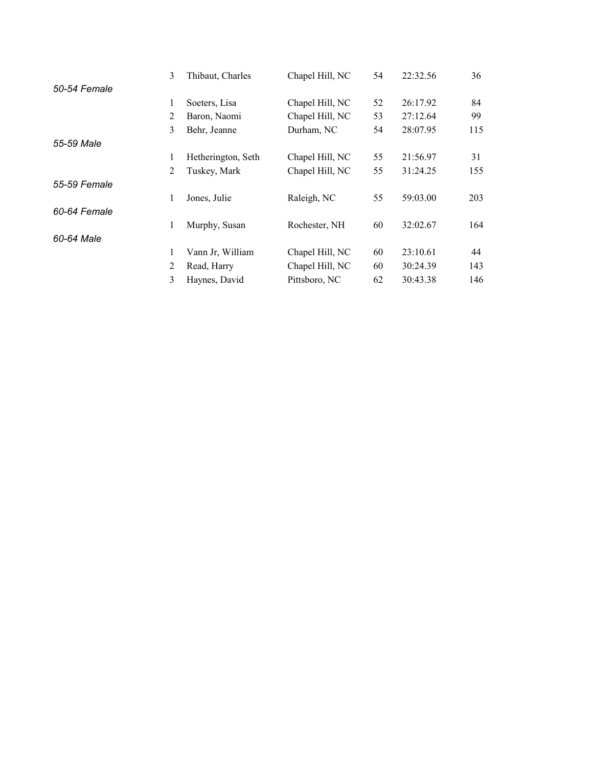| | | | | | | |
|---|---|---|---|---|---|---|
| | 3 | Thibaut, Charles | Chapel Hill, NC | 54 | 22:32.56 | 36 |
| *50-54 Female* | | | | | | |
| | 1 | Soeters, Lisa | Chapel Hill, NC | 52 | 26:17.92 | 84 |
| | 2 | Baron, Naomi | Chapel Hill, NC | 53 | 27:12.64 | 99 |
| | 3 | Behr, Jeanne | Durham, NC | 54 | 28:07.95 | 115 |
| *55-59 Male* | | | | | | |
| | 1 | Hetherington, Seth | Chapel Hill, NC | 55 | 21:56.97 | 31 |
| | 2 | Tuskey, Mark | Chapel Hill, NC | 55 | 31:24.25 | 155 |
| *55-59 Female* | | | | | | |
| | 1 | Jones, Julie | Raleigh, NC | 55 | 59:03.00 | 203 |
| *60-64 Female* | | | | | | |
| | 1 | Murphy, Susan | Rochester, NH | 60 | 32:02.67 | 164 |
| *60-64 Male* | | | | | | |
| | 1 | Vann Jr, William | Chapel Hill, NC | 60 | 23:10.61 | 44 |
| | 2 | Read, Harry | Chapel Hill, NC | 60 | 30:24.39 | 143 |
| | 3 | Haynes, David | Pittsboro, NC | 62 | 30:43.38 | 146 |